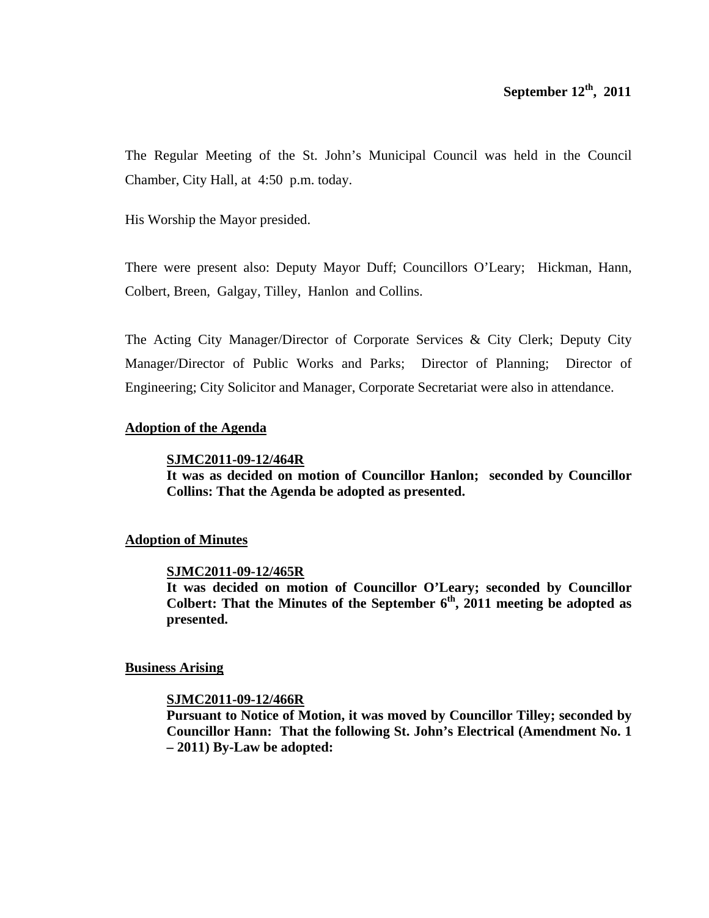**September 12th, 2011**

The Regular Meeting of the St. John's Municipal Council was held in the Council Chamber, City Hall, at 4:50 p.m. today.

His Worship the Mayor presided.

There were present also: Deputy Mayor Duff; Councillors O'Leary; Hickman, Hann, Colbert, Breen, Galgay, Tilley, Hanlon and Collins.

The Acting City Manager/Director of Corporate Services & City Clerk; Deputy City Manager/Director of Public Works and Parks; Director of Planning; Director of Engineering; City Solicitor and Manager, Corporate Secretariat were also in attendance.

## Adoption of the Agenda

**SJMC2011-09-12/464R**
**It was as decided on motion of Councillor Hanlon; seconded by Councillor Collins: That the Agenda be adopted as presented.**

## Adoption of Minutes

**SJMC2011-09-12/465R**
**It was decided on motion of Councillor O'Leary; seconded by Councillor Colbert: That the Minutes of the September 6th, 2011 meeting be adopted as presented.**

## Business Arising

**SJMC2011-09-12/466R**
**Pursuant to Notice of Motion, it was moved by Councillor Tilley; seconded by Councillor Hann: That the following St. John's Electrical (Amendment No. 1 – 2011) By-Law be adopted:**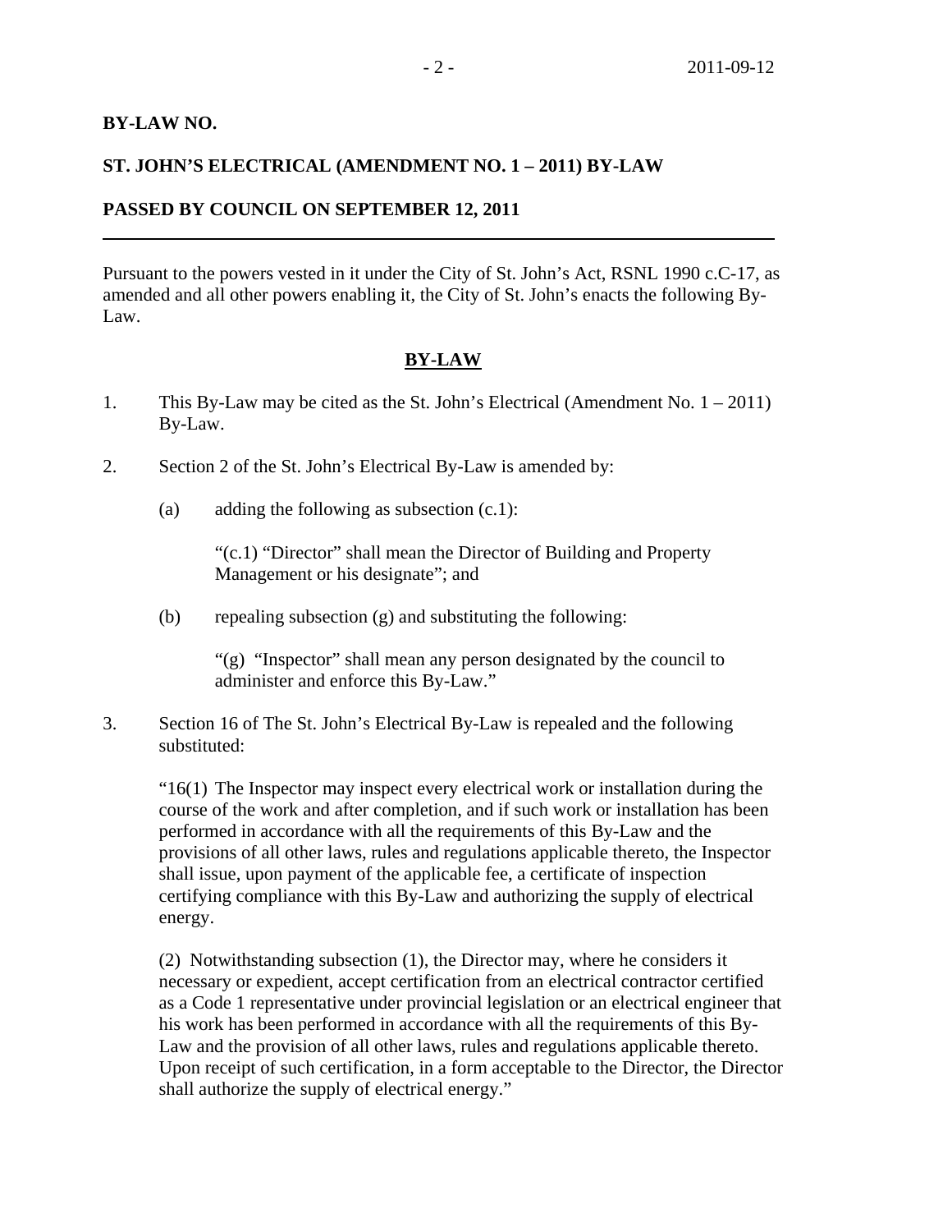**BY-LAW NO.**

**ST. JOHN'S ELECTRICAL (AMENDMENT NO. 1 – 2011) BY-LAW**

**PASSED BY COUNCIL ON SEPTEMBER 12, 2011**

---

Pursuant to the powers vested in it under the City of St. John's Act, RSNL 1990 c.C-17, as amended and all other powers enabling it, the City of St. John's enacts the following By-Law.

## BY-LAW

1. This By-Law may be cited as the St. John's Electrical (Amendment No. 1 – 2011) By-Law.

2. Section 2 of the St. John's Electrical By-Law is amended by:

   (a) adding the following as subsection (c.1):

   "(c.1) "Director" shall mean the Director of Building and Property Management or his designate"; and

   (b) repealing subsection (g) and substituting the following:

   "(g) "Inspector" shall mean any person designated by the council to administer and enforce this By-Law."

3. Section 16 of The St. John's Electrical By-Law is repealed and the following substituted:

   "16(1) The Inspector may inspect every electrical work or installation during the course of the work and after completion, and if such work or installation has been performed in accordance with all the requirements of this By-Law and the provisions of all other laws, rules and regulations applicable thereto, the Inspector shall issue, upon payment of the applicable fee, a certificate of inspection certifying compliance with this By-Law and authorizing the supply of electrical energy.

   (2) Notwithstanding subsection (1), the Director may, where he considers it necessary or expedient, accept certification from an electrical contractor certified as a Code 1 representative under provincial legislation or an electrical engineer that his work has been performed in accordance with all the requirements of this By-Law and the provision of all other laws, rules and regulations applicable thereto. Upon receipt of such certification, in a form acceptable to the Director, the Director shall authorize the supply of electrical energy."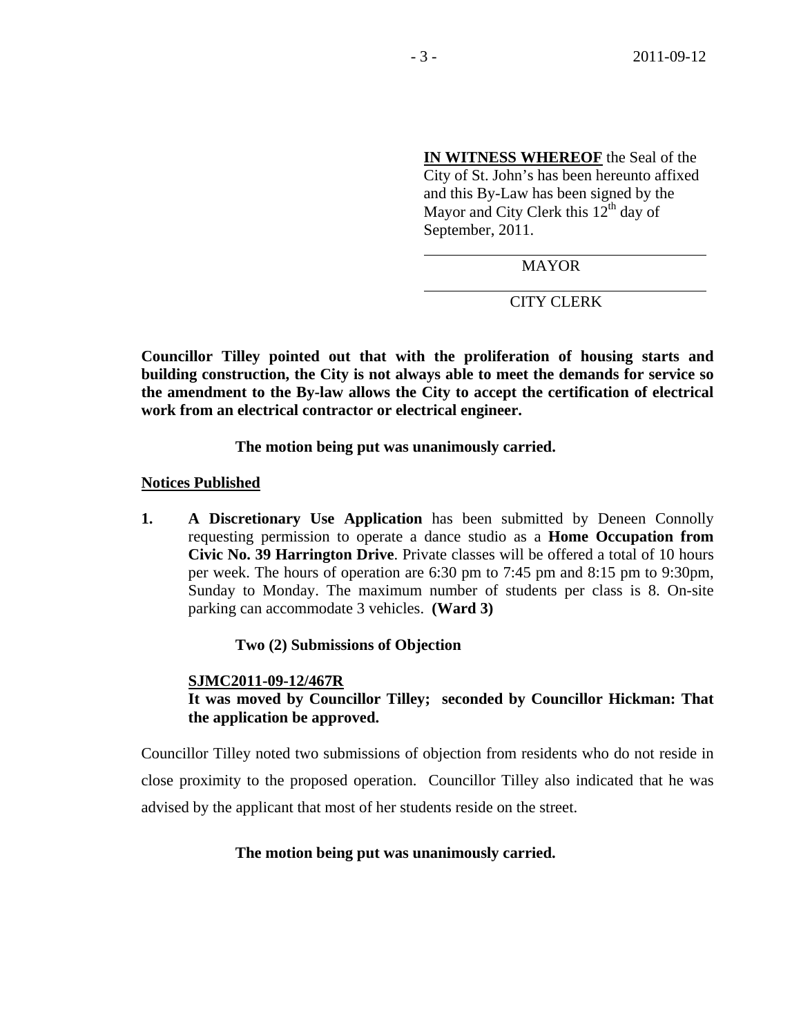**IN WITNESS WHEREOF** the Seal of the City of St. John's has been hereunto affixed and this By-Law has been signed by the Mayor and City Clerk this 12th day of September, 2011.

MAYOR

CITY CLERK

**Councillor Tilley pointed out that with the proliferation of housing starts and building construction, the City is not always able to meet the demands for service so the amendment to the By-law allows the City to accept the certification of electrical work from an electrical contractor or electrical engineer.**

**The motion being put was unanimously carried.**

## Notices Published

1. **A Discretionary Use Application** has been submitted by Deneen Connolly requesting permission to operate a dance studio as a **Home Occupation from Civic No. 39 Harrington Drive**. Private classes will be offered a total of 10 hours per week. The hours of operation are 6:30 pm to 7:45 pm and 8:15 pm to 9:30pm, Sunday to Monday. The maximum number of students per class is 8. On-site parking can accommodate 3 vehicles. **(Ward 3)**

   **Two (2) Submissions of Objection**

   **SJMC2011-09-12/467R**
   **It was moved by Councillor Tilley; seconded by Councillor Hickman: That the application be approved.**

Councillor Tilley noted two submissions of objection from residents who do not reside in close proximity to the proposed operation. Councillor Tilley also indicated that he was advised by the applicant that most of her students reside on the street.

**The motion being put was unanimously carried.**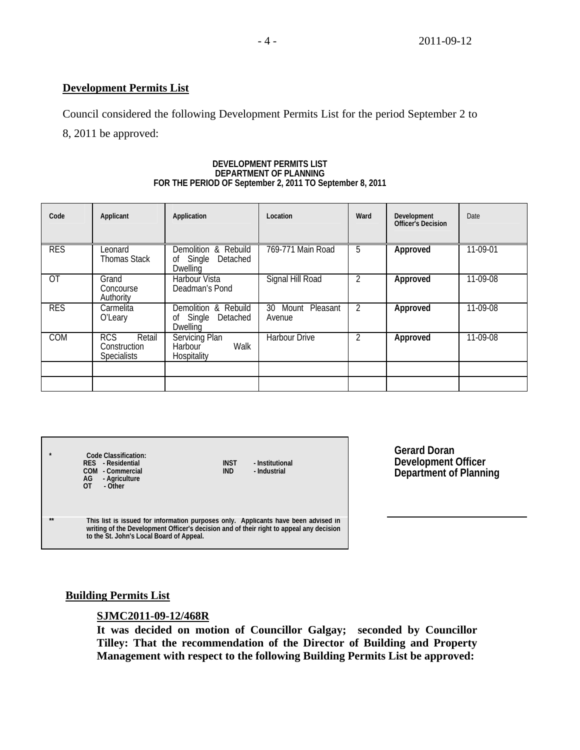## Development Permits List

Council considered the following Development Permits List for the period September 2 to 8, 2011 be approved:

**DEVELOPMENT PERMITS LIST**
**DEPARTMENT OF PLANNING**
**FOR THE PERIOD OF September 2, 2011 TO September 8, 2011**

| Code | Applicant | Application | Location | Ward | Development Officer's Decision | Date |
|---|---|---|---|---|---|---|
| RES | Leonard Thomas Stack | Demolition & Rebuild of Single Detached Dwelling | 769-771 Main Road | 5 | **Approved** | 11-09-01 |
| OT | Grand Concourse Authority | Harbour Vista Deadman's Pond | Signal Hill Road | 2 | **Approved** | 11-09-08 |
| RES | Carmelita O'Leary | Demolition & Rebuild of Single Detached Dwelling | 30 Mount Pleasant Avenue | 2 | **Approved** | 11-09-08 |
| COM | RCS Retail Construction Specialists | Servicing Plan Harbour Walk Hospitality | Harbour Drive | 2 | **Approved** | 11-09-08 |
| | | | | | | |
| | | | | | | |

\* **Code Classification:**
**RES - Residential**
**COM - Commercial**
**AG - Agriculture**
**OT - Other**
**INST - Institutional**
**IND - Industrial**

\*\* **This list is issued for information purposes only. Applicants have been advised in writing of the Development Officer's decision and of their right to appeal any decision to the St. John's Local Board of Appeal.**

**Gerard Doran**
**Development Officer**
**Department of Planning**

## Building Permits List

**SJMC2011-09-12/468R**

**It was decided on motion of Councillor Galgay; seconded by Councillor Tilley: That the recommendation of the Director of Building and Property Management with respect to the following Building Permits List be approved:**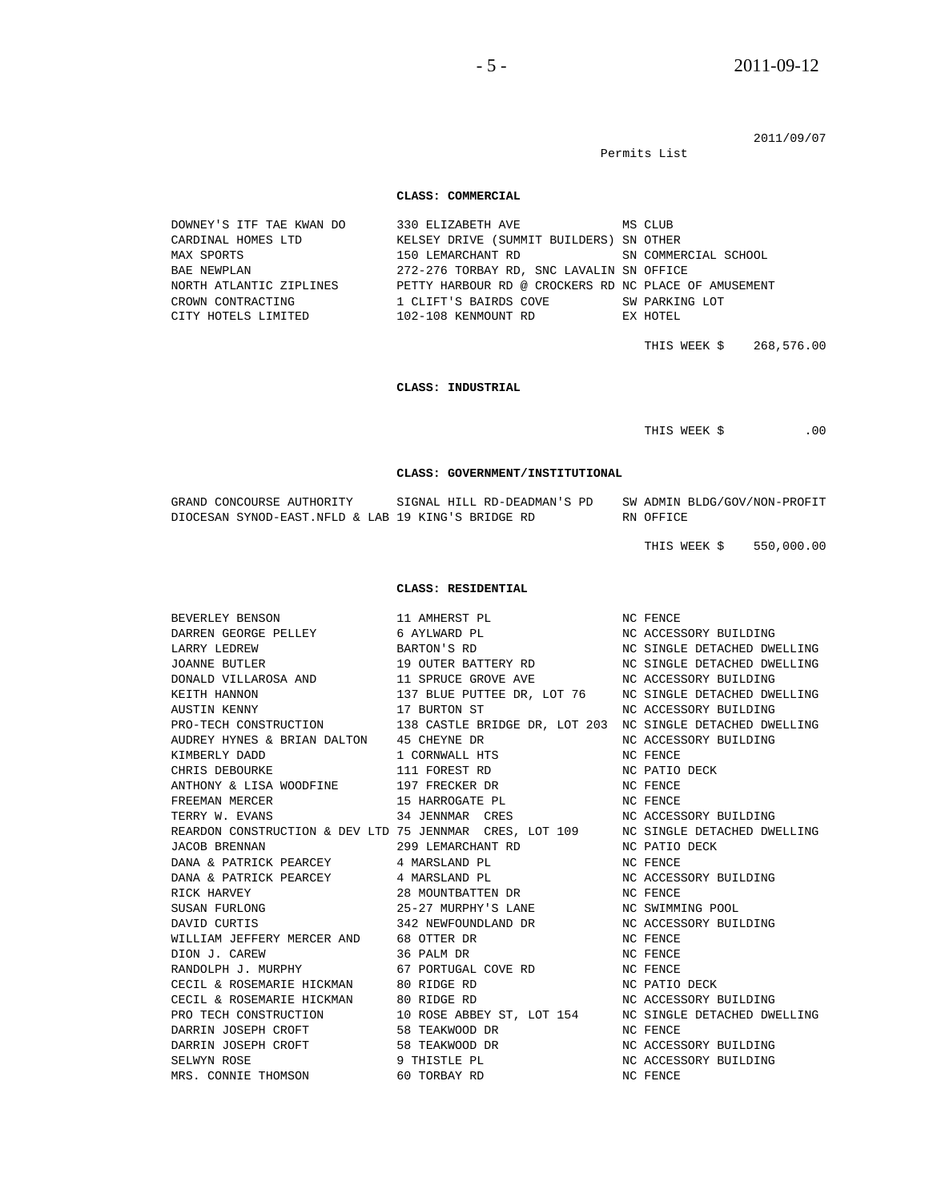2011/09/07

Permits List

**CLASS: COMMERCIAL**

| | | |
|---|---|---|
| DOWNEY'S ITF TAE KWAN DO | 330 ELIZABETH AVE | MS CLUB |
| CARDINAL HOMES LTD | KELSEY DRIVE (SUMMIT BUILDERS) | SN OTHER |
| MAX SPORTS | 150 LEMARCHANT RD | SN COMMERCIAL SCHOOL |
| BAE NEWPLAN | 272-276 TORBAY RD, SNC LAVALIN | SN OFFICE |
| NORTH ATLANTIC ZIPLINES | PETTY HARBOUR RD @ CROCKERS RD | NC PLACE OF AMUSEMENT |
| CROWN CONTRACTING | 1 CLIFT'S BAIRDS COVE | SW PARKING LOT |
| CITY HOTELS LIMITED | 102-108 KENMOUNT RD | EX HOTEL |

THIS WEEK $ 268,576.00

**CLASS: INDUSTRIAL**

THIS WEEK $ .00

**CLASS: GOVERNMENT/INSTITUTIONAL**

| | | |
|---|---|---|
| GRAND CONCOURSE AUTHORITY | SIGNAL HILL RD-DEADMAN'S PD | SW ADMIN BLDG/GOV/NON-PROFIT |
| DIOCESAN SYNOD-EAST.NFLD & LAB | 19 KING'S BRIDGE RD | RN OFFICE |

THIS WEEK $ 550,000.00

**CLASS: RESIDENTIAL**

| | | |
|---|---|---|
| BEVERLEY BENSON | 11 AMHERST PL | NC FENCE |
| DARREN GEORGE PELLEY | 6 AYLWARD PL | NC ACCESSORY BUILDING |
| LARRY LEDREW | BARTON'S RD | NC SINGLE DETACHED DWELLING |
| JOANNE BUTLER | 19 OUTER BATTERY RD | NC SINGLE DETACHED DWELLING |
| DONALD VILLAROSA AND | 11 SPRUCE GROVE AVE | NC ACCESSORY BUILDING |
| KEITH HANNON | 137 BLUE PUTTEE DR, LOT 76 | NC SINGLE DETACHED DWELLING |
| AUSTIN KENNY | 17 BURTON ST | NC ACCESSORY BUILDING |
| PRO-TECH CONSTRUCTION | 138 CASTLE BRIDGE DR, LOT 203 | NC SINGLE DETACHED DWELLING |
| AUDREY HYNES & BRIAN DALTON | 45 CHEYNE DR | NC ACCESSORY BUILDING |
| KIMBERLY DADD | 1 CORNWALL HTS | NC FENCE |
| CHRIS DEBOURKE | 111 FOREST RD | NC PATIO DECK |
| ANTHONY & LISA WOODFINE | 197 FRECKER DR | NC FENCE |
| FREEMAN MERCER | 15 HARROGATE PL | NC FENCE |
| TERRY W. EVANS | 34 JENNMAR CRES | NC ACCESSORY BUILDING |
| REARDON CONSTRUCTION & DEV LTD | 75 JENNMAR CRES, LOT 109 | NC SINGLE DETACHED DWELLING |
| JACOB BRENNAN | 299 LEMARCHANT RD | NC PATIO DECK |
| DANA & PATRICK PEARCEY | 4 MARSLAND PL | NC FENCE |
| DANA & PATRICK PEARCEY | 4 MARSLAND PL | NC ACCESSORY BUILDING |
| RICK HARVEY | 28 MOUNTBATTEN DR | NC FENCE |
| SUSAN FURLONG | 25-27 MURPHY'S LANE | NC SWIMMING POOL |
| DAVID CURTIS | 342 NEWFOUNDLAND DR | NC ACCESSORY BUILDING |
| WILLIAM JEFFERY MERCER AND | 68 OTTER DR | NC FENCE |
| DION J. CAREW | 36 PALM DR | NC FENCE |
| RANDOLPH J. MURPHY | 67 PORTUGAL COVE RD | NC FENCE |
| CECIL & ROSEMARIE HICKMAN | 80 RIDGE RD | NC PATIO DECK |
| CECIL & ROSEMARIE HICKMAN | 80 RIDGE RD | NC ACCESSORY BUILDING |
| PRO TECH CONSTRUCTION | 10 ROSE ABBEY ST, LOT 154 | NC SINGLE DETACHED DWELLING |
| DARRIN JOSEPH CROFT | 58 TEAKWOOD DR | NC FENCE |
| DARRIN JOSEPH CROFT | 58 TEAKWOOD DR | NC ACCESSORY BUILDING |
| SELWYN ROSE | 9 THISTLE PL | NC ACCESSORY BUILDING |
| MRS. CONNIE THOMSON | 60 TORBAY RD | NC FENCE |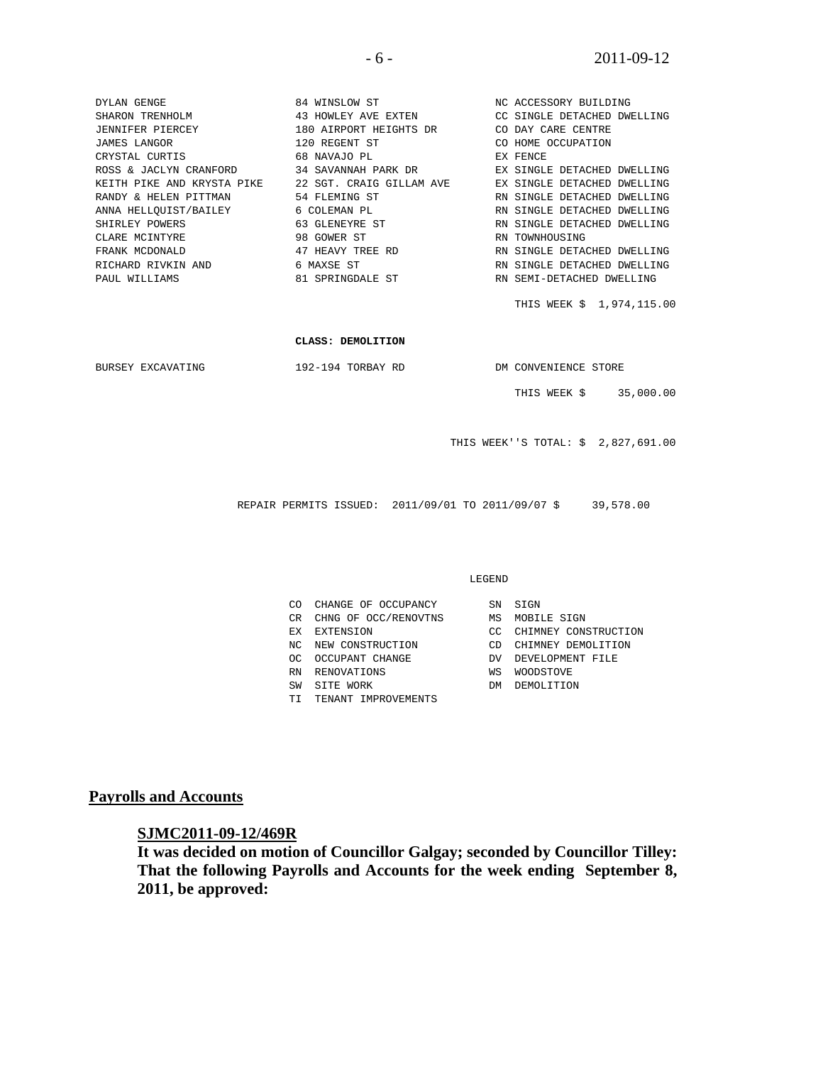| | | |
|---|---|---|
| DYLAN GENGE | 84 WINSLOW ST | NC ACCESSORY BUILDING |
| SHARON TRENHOLM | 43 HOWLEY AVE EXTEN | CC SINGLE DETACHED DWELLING |
| JENNIFER PIERCEY | 180 AIRPORT HEIGHTS DR | CO DAY CARE CENTRE |
| JAMES LANGOR | 120 REGENT ST | CO HOME OCCUPATION |
| CRYSTAL CURTIS | 68 NAVAJO PL | EX FENCE |
| ROSS & JACLYN CRANFORD | 34 SAVANNAH PARK DR | EX SINGLE DETACHED DWELLING |
| KEITH PIKE AND KRYSTA PIKE | 22 SGT. CRAIG GILLAM AVE | EX SINGLE DETACHED DWELLING |
| RANDY & HELEN PITTMAN | 54 FLEMING ST | RN SINGLE DETACHED DWELLING |
| ANNA HELLQUIST/BAILEY | 6 COLEMAN PL | RN SINGLE DETACHED DWELLING |
| SHIRLEY POWERS | 63 GLENEYRE ST | RN SINGLE DETACHED DWELLING |
| CLARE MCINTYRE | 98 GOWER ST | RN TOWNHOUSING |
| FRANK MCDONALD | 47 HEAVY TREE RD | RN SINGLE DETACHED DWELLING |
| RICHARD RIVKIN AND | 6 MAXSE ST | RN SINGLE DETACHED DWELLING |
| PAUL WILLIAMS | 81 SPRINGDALE ST | RN SEMI-DETACHED DWELLING |

THIS WEEK $ 1,974,115.00

**CLASS: DEMOLITION**

| | | |
|---|---|---|
| BURSEY EXCAVATING | 192-194 TORBAY RD | DM CONVENIENCE STORE |

THIS WEEK $ 35,000.00

THIS WEEK''S TOTAL: $ 2,827,691.00

REPAIR PERMITS ISSUED: 2011/09/01 TO 2011/09/07 $ 39,578.00

LEGEND

| | | | |
|---|---|---|---|
| CO | CHANGE OF OCCUPANCY | SN | SIGN |
| CR | CHNG OF OCC/RENOVTNS | MS | MOBILE SIGN |
| EX | EXTENSION | CC | CHIMNEY CONSTRUCTION |
| NC | NEW CONSTRUCTION | CD | CHIMNEY DEMOLITION |
| OC | OCCUPANT CHANGE | DV | DEVELOPMENT FILE |
| RN | RENOVATIONS | WS | WOODSTOVE |
| SW | SITE WORK | DM | DEMOLITION |
| TI | TENANT IMPROVEMENTS | | |

## Payrolls and Accounts

**SJMC2011-09-12/469R**

**It was decided on motion of Councillor Galgay; seconded by Councillor Tilley: That the following Payrolls and Accounts for the week ending September 8, 2011, be approved:**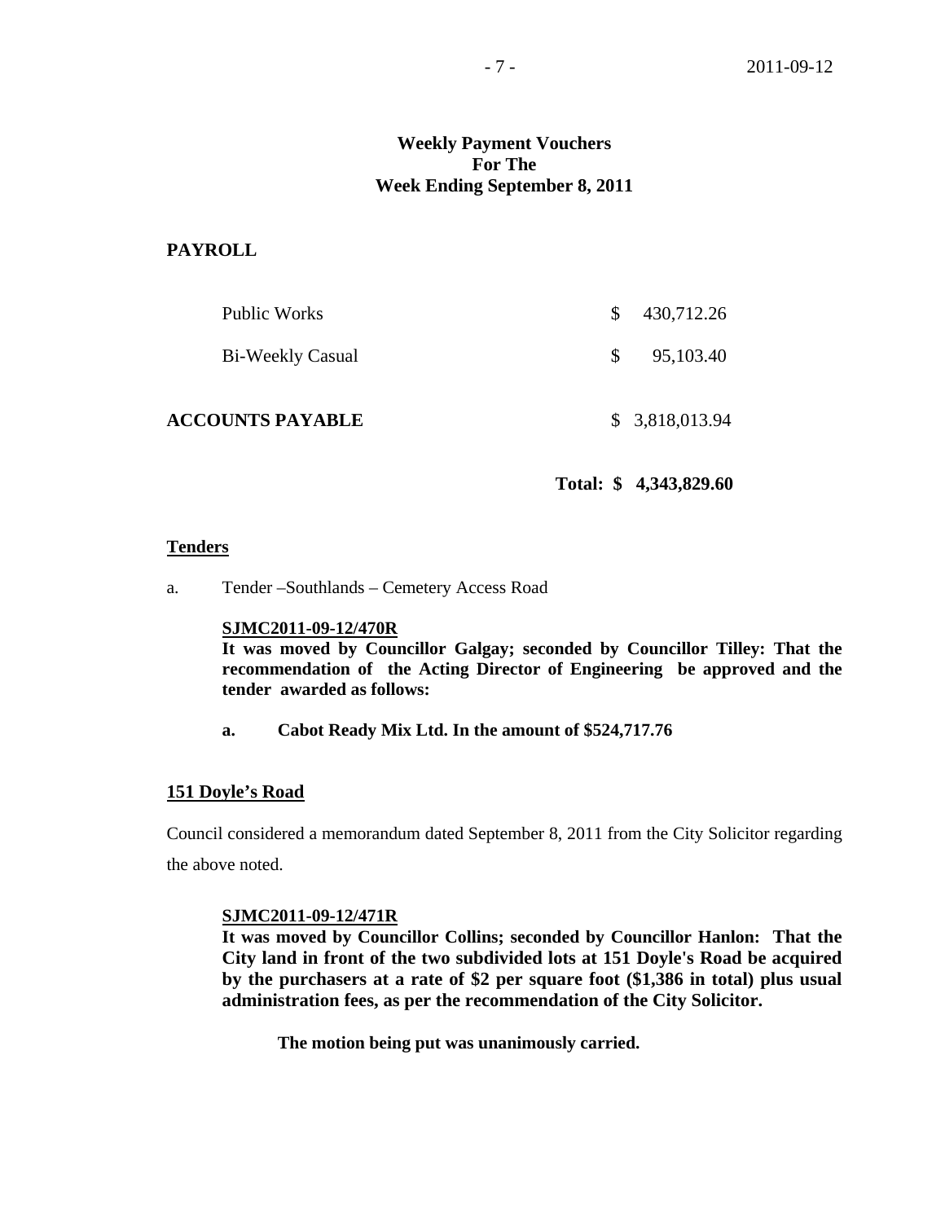**Weekly Payment Vouchers**
**For The**
**Week Ending September 8, 2011**

**PAYROLL**

| | |
|---|---|
| Public Works | $ 430,712.26 |
| Bi-Weekly Casual | $ 95,103.40 |
| **ACCOUNTS PAYABLE** | $ 3,818,013.94 |
| **Total:** | **$ 4,343,829.60** |

**<u>Tenders</u>**

a. Tender –Southlands – Cemetery Access Road

**<u>SJMC2011-09-12/470R</u>**
**It was moved by Councillor Galgay; seconded by Councillor Tilley: That the recommendation of the Acting Director of Engineering be approved and the tender awarded as follows:**

**a. Cabot Ready Mix Ltd. In the amount of $524,717.76**

**<u>151 Doyle's Road</u>**

Council considered a memorandum dated September 8, 2011 from the City Solicitor regarding the above noted.

**<u>SJMC2011-09-12/471R</u>**
**It was moved by Councillor Collins; seconded by Councillor Hanlon: That the City land in front of the two subdivided lots at 151 Doyle's Road be acquired by the purchasers at a rate of $2 per square foot ($1,386 in total) plus usual administration fees, as per the recommendation of the City Solicitor.**

**The motion being put was unanimously carried.**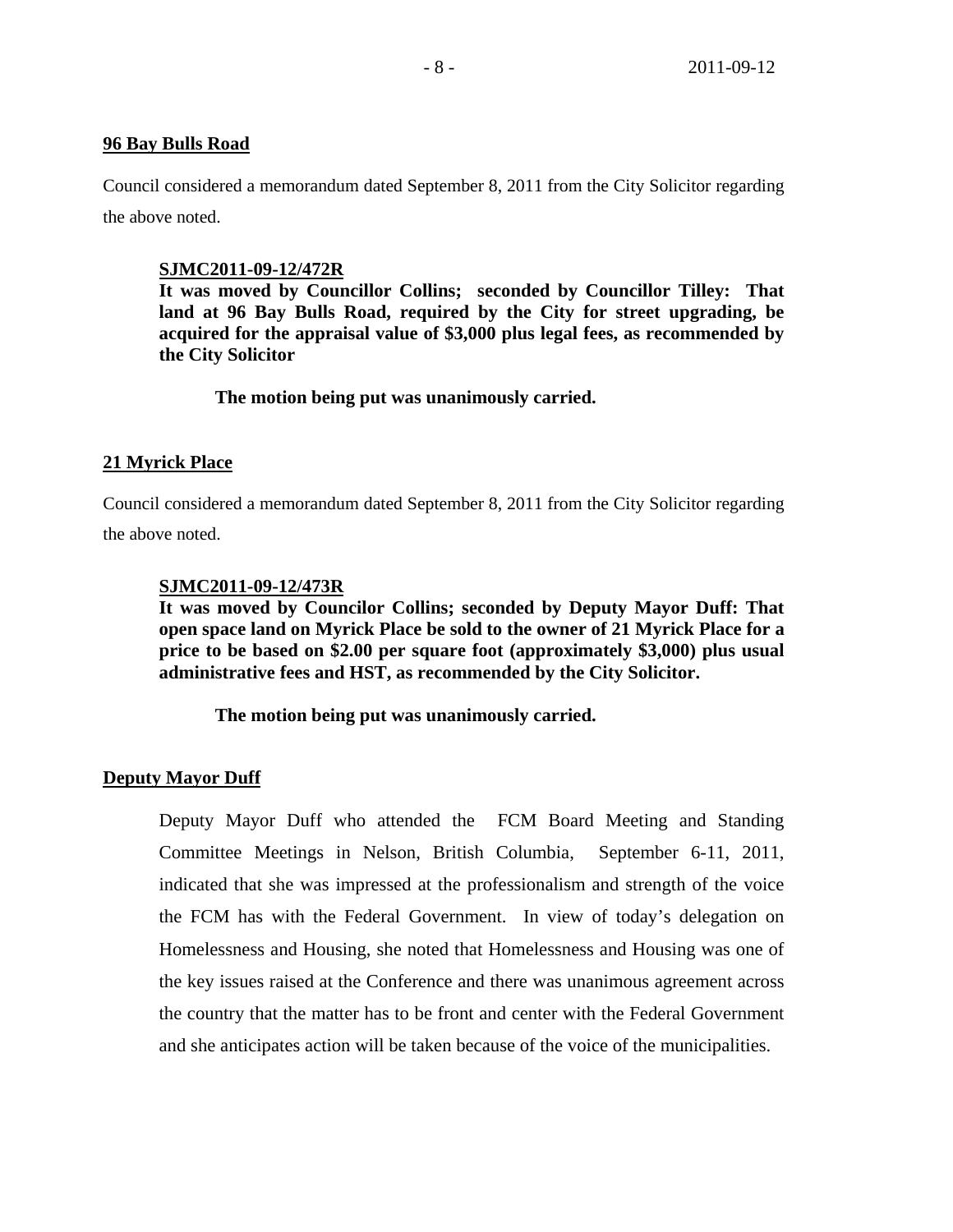**96 Bay Bulls Road**

Council considered a memorandum dated September 8, 2011 from the City Solicitor regarding the above noted.

> **SJMC2011-09-12/472R**
> **It was moved by Councillor Collins; seconded by Councillor Tilley: That land at 96 Bay Bulls Road, required by the City for street upgrading, be acquired for the appraisal value of $3,000 plus legal fees, as recommended by the City Solicitor**
>
> **The motion being put was unanimously carried.**

**21 Myrick Place**

Council considered a memorandum dated September 8, 2011 from the City Solicitor regarding the above noted.

> **SJMC2011-09-12/473R**
> **It was moved by Councilor Collins; seconded by Deputy Mayor Duff: That open space land on Myrick Place be sold to the owner of 21 Myrick Place for a price to be based on $2.00 per square foot (approximately $3,000) plus usual administrative fees and HST, as recommended by the City Solicitor.**
>
> **The motion being put was unanimously carried.**

**Deputy Mayor Duff**

Deputy Mayor Duff who attended the FCM Board Meeting and Standing Committee Meetings in Nelson, British Columbia, September 6-11, 2011, indicated that she was impressed at the professionalism and strength of the voice the FCM has with the Federal Government. In view of today's delegation on Homelessness and Housing, she noted that Homelessness and Housing was one of the key issues raised at the Conference and there was unanimous agreement across the country that the matter has to be front and center with the Federal Government and she anticipates action will be taken because of the voice of the municipalities.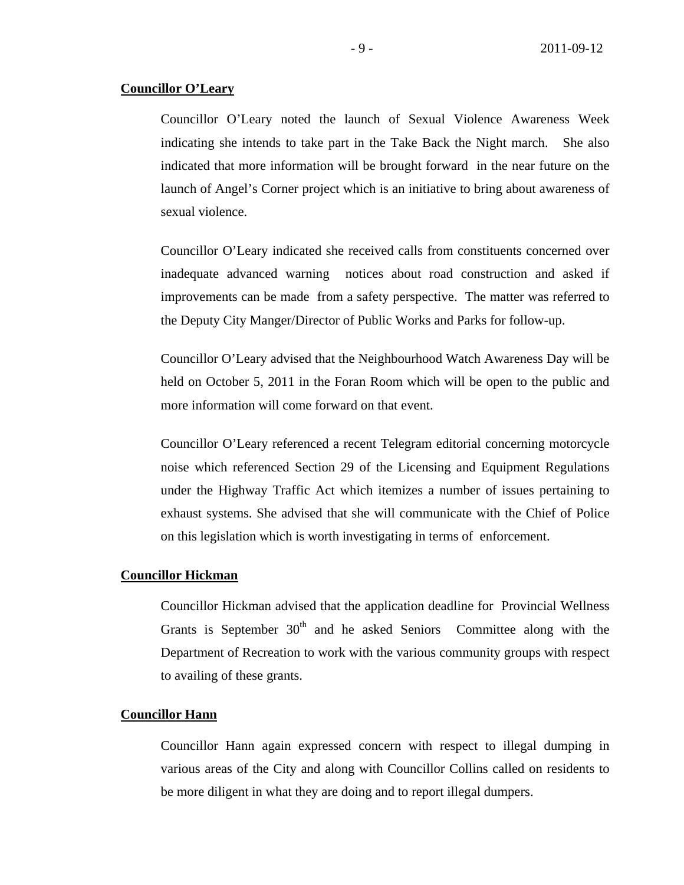**Councillor O'Leary**

Councillor O'Leary noted the launch of Sexual Violence Awareness Week indicating she intends to take part in the Take Back the Night march. She also indicated that more information will be brought forward in the near future on the launch of Angel's Corner project which is an initiative to bring about awareness of sexual violence.

Councillor O'Leary indicated she received calls from constituents concerned over inadequate advanced warning notices about road construction and asked if improvements can be made from a safety perspective. The matter was referred to the Deputy City Manger/Director of Public Works and Parks for follow-up.

Councillor O'Leary advised that the Neighbourhood Watch Awareness Day will be held on October 5, 2011 in the Foran Room which will be open to the public and more information will come forward on that event.

Councillor O'Leary referenced a recent Telegram editorial concerning motorcycle noise which referenced Section 29 of the Licensing and Equipment Regulations under the Highway Traffic Act which itemizes a number of issues pertaining to exhaust systems. She advised that she will communicate with the Chief of Police on this legislation which is worth investigating in terms of enforcement.

**Councillor Hickman**

Councillor Hickman advised that the application deadline for Provincial Wellness Grants is September 30th and he asked Seniors Committee along with the Department of Recreation to work with the various community groups with respect to availing of these grants.

**Councillor Hann**

Councillor Hann again expressed concern with respect to illegal dumping in various areas of the City and along with Councillor Collins called on residents to be more diligent in what they are doing and to report illegal dumpers.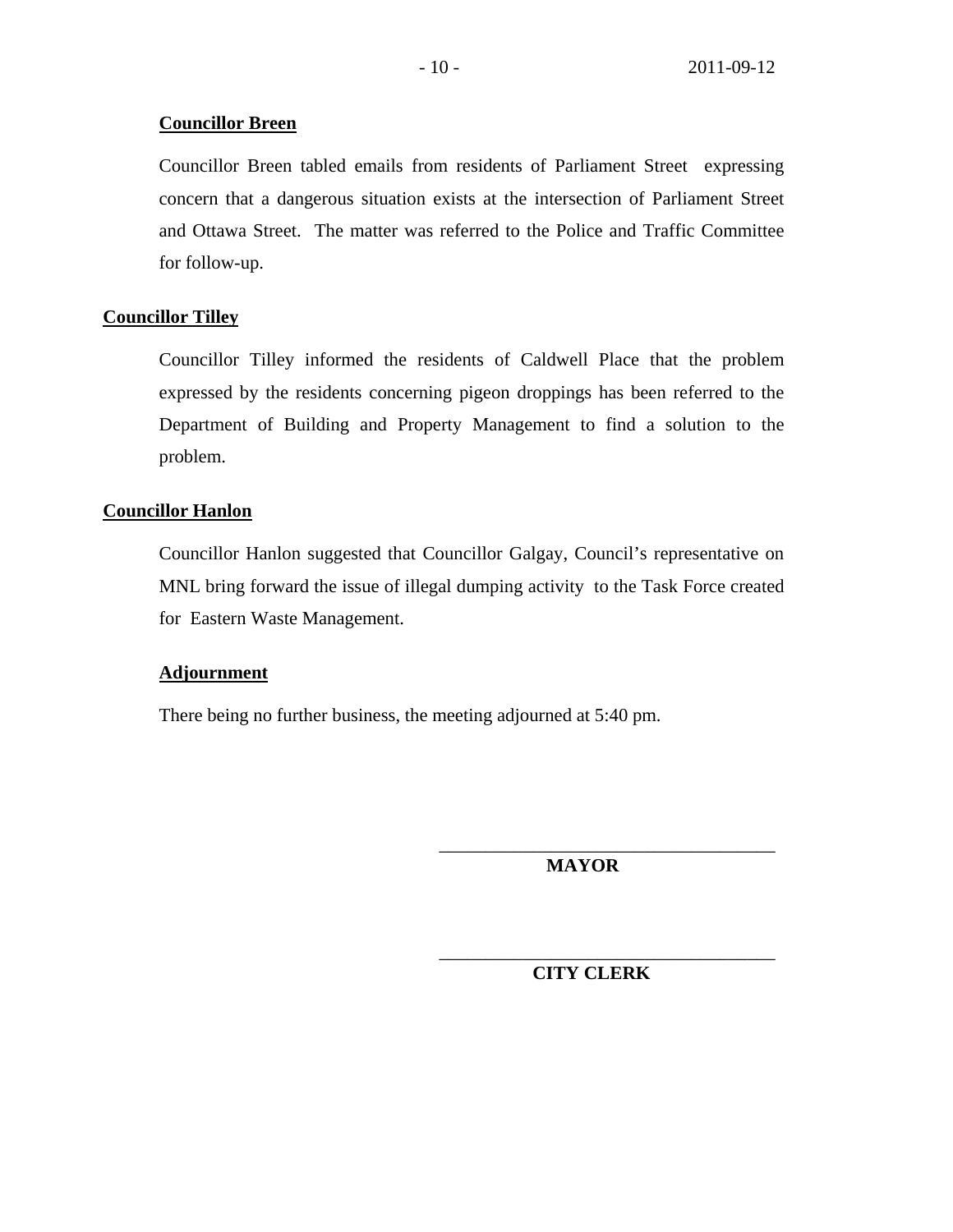**Councillor Breen**

Councillor Breen tabled emails from residents of Parliament Street expressing concern that a dangerous situation exists at the intersection of Parliament Street and Ottawa Street. The matter was referred to the Police and Traffic Committee for follow-up.

**Councillor Tilley**

Councillor Tilley informed the residents of Caldwell Place that the problem expressed by the residents concerning pigeon droppings has been referred to the Department of Building and Property Management to find a solution to the problem.

**Councillor Hanlon**

Councillor Hanlon suggested that Councillor Galgay, Council's representative on MNL bring forward the issue of illegal dumping activity to the Task Force created for Eastern Waste Management.

**Adjournment**

There being no further business, the meeting adjourned at 5:40 pm.

\_\_\_\_\_\_\_\_\_\_\_\_\_\_\_\_\_\_\_\_\_\_\_\_\_\_\_\_\_\_\_\_\_\_\_\_

**MAYOR**

\_\_\_\_\_\_\_\_\_\_\_\_\_\_\_\_\_\_\_\_\_\_\_\_\_\_\_\_\_\_\_\_\_\_\_\_

**CITY CLERK**